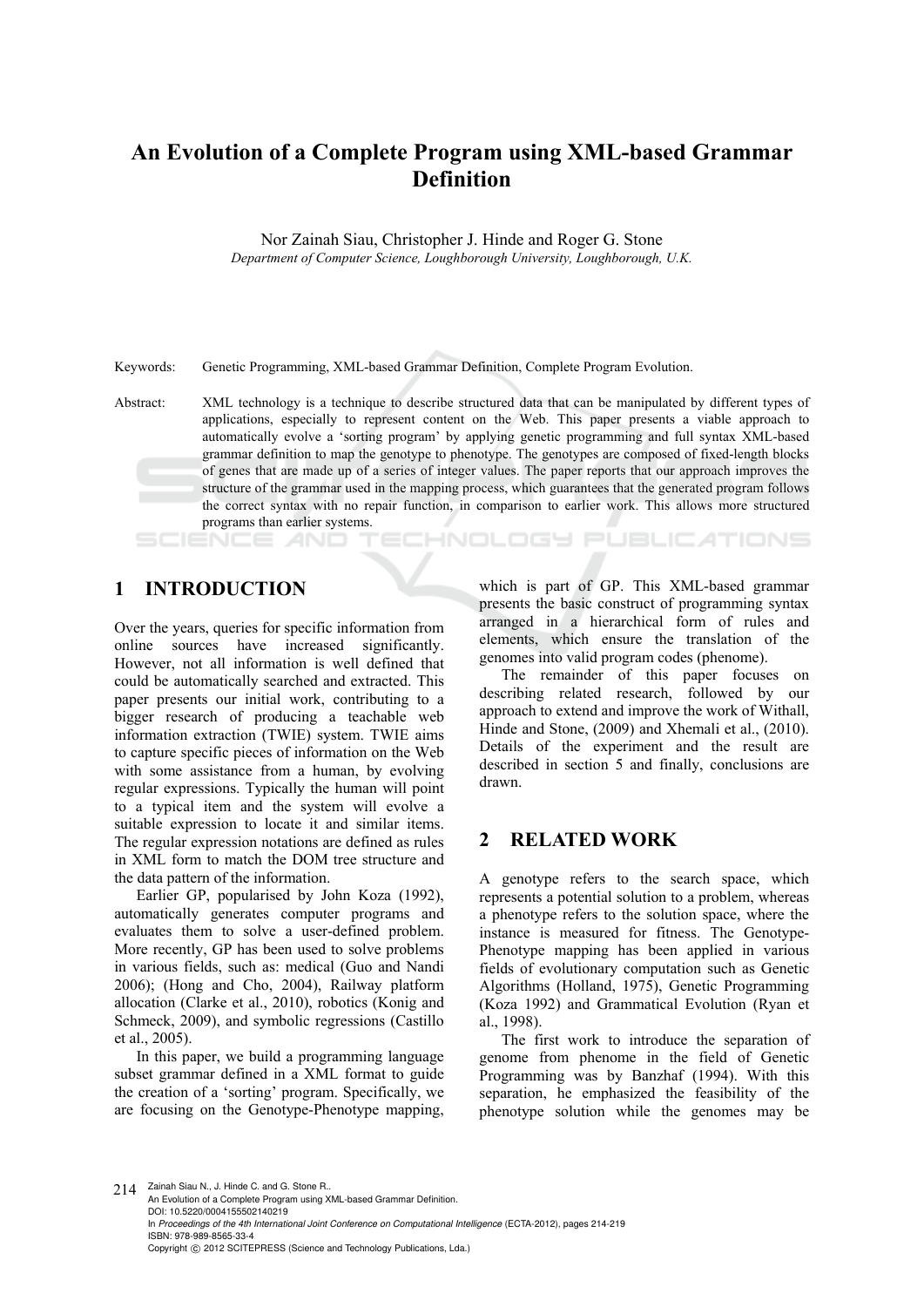# An Evolution of a Complete Program using XML-based Grammar Definition

Nor Zainah Siau, Christopher J. Hinde and Roger G. Stone

*Department of Computer Science, Loughborough University, Loughborough, U.K.*

Keywords: Genetic Programming, XML-based Grammar Definition, Complete Program Evolution.

Abstract: XML technology is a technique to describe structured data that can be manipulated by different types of applications, especially to represent content on the Web. This paper presents a viable approach to automatically evolve a 'sorting program' by applying genetic programming and full syntax XML-based grammar definition to map the genotype to phenotype. The genotypes are composed of fixed-length blocks of genes that are made up of a series of integer values. The paper reports that our approach improves the structure of the grammar used in the mapping process, which guarantees that the generated program follows the correct syntax with no repair function, in comparison to earlier work. This allows more structured programs than earlier systems.

## 1 INTRODUCTION

Over the years, queries for specific information from online sources have increased significantly. However, not all information is well defined that could be automatically searched and extracted. This paper presents our initial work, contributing to a bigger research of producing a teachable web information extraction (TWIE) system. TWIE aims to capture specific pieces of information on the Web with some assistance from a human, by evolving regular expressions. Typically the human will point to a typical item and the system will evolve a suitable expression to locate it and similar items. The regular expression notations are defined as rules in XML form to match the DOM tree structure and the data pattern of the information.

Earlier GP, popularised by John Koza (1992), automatically generates computer programs and evaluates them to solve a user-defined problem. More recently, GP has been used to solve problems in various fields, such as: medical (Guo and Nandi 2006); (Hong and Cho, 2004), Railway platform allocation (Clarke et al., 2010), robotics (Konig and Schmeck, 2009), and symbolic regressions (Castillo et al., 2005).

In this paper, we build a programming language subset grammar defined in a XML format to guide the creation of a 'sorting' program. Specifically, we are focusing on the Genotype-Phenotype mapping, which is part of GP. This XML-based grammar presents the basic construct of programming syntax arranged in a hierarchical form of rules and elements, which ensure the translation of the genomes into valid program codes (phenome).

The remainder of this paper focuses on describing related research, followed by our approach to extend and improve the work of Withall, Hinde and Stone, (2009) and Xhemali et al., (2010). Details of the experiment and the result are described in section 5 and finally, conclusions are drawn.

## 2 RELATED WORK

A genotype refers to the search space, which represents a potential solution to a problem, whereas a phenotype refers to the solution space, where the instance is measured for fitness. The Genotype-Phenotype mapping has been applied in various fields of evolutionary computation such as Genetic Algorithms (Holland, 1975), Genetic Programming (Koza 1992) and Grammatical Evolution (Ryan et al., 1998).

The first work to introduce the separation of genome from phenome in the field of Genetic Programming was by Banzhaf (1994). With this separation, he emphasized the feasibility of the phenotype solution while the genomes may be

Zainah Siau N., J. Hinde C. and G. Stone R..
An Evolution of a Complete Program using XML-based Grammar Definition.
DOI: 10.5220/0004155502140219
In *Proceedings of the 4th International Joint Conference on Computational Intelligence* (ECTA-2012), pages 214-219
ISBN: 978-989-8565-33-4
Copyright © 2012 SCITEPRESS (Science and Technology Publications, Lda.)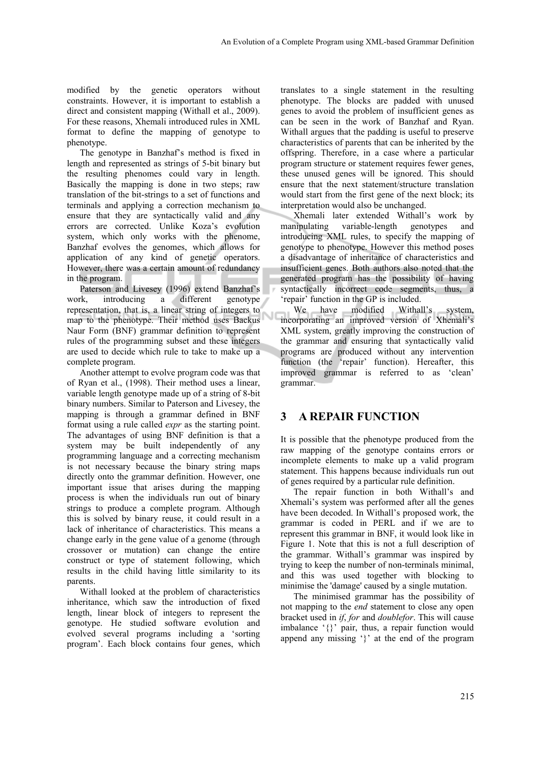modified by the genetic operators without constraints. However, it is important to establish a direct and consistent mapping (Withall et al., 2009). For these reasons, Xhemali introduced rules in XML format to define the mapping of genotype to phenotype.

The genotype in Banzhaf's method is fixed in length and represented as strings of 5-bit binary but the resulting phenomes could vary in length. Basically the mapping is done in two steps; raw translation of the bit-strings to a set of functions and terminals and applying a correction mechanism to ensure that they are syntactically valid and any errors are corrected. Unlike Koza's evolution system, which only works with the phenome, Banzhaf evolves the genomes, which allows for application of any kind of genetic operators. However, there was a certain amount of redundancy in the program.

Paterson and Livesey (1996) extend Banzhaf's work, introducing a different genotype representation, that is, a linear string of integers to map to the phenotype. Their method uses Backus Naur Form (BNF) grammar definition to represent rules of the programming subset and these integers are used to decide which rule to take to make up a complete program.

Another attempt to evolve program code was that of Ryan et al., (1998). Their method uses a linear, variable length genotype made up of a string of 8-bit binary numbers. Similar to Paterson and Livesey, the mapping is through a grammar defined in BNF format using a rule called *expr* as the starting point. The advantages of using BNF definition is that a system may be built independently of any programming language and a correcting mechanism is not necessary because the binary string maps directly onto the grammar definition. However, one important issue that arises during the mapping process is when the individuals run out of binary strings to produce a complete program. Although this is solved by binary reuse, it could result in a lack of inheritance of characteristics. This means a change early in the gene value of a genome (through crossover or mutation) can change the entire construct or type of statement following, which results in the child having little similarity to its parents.

Withall looked at the problem of characteristics inheritance, which saw the introduction of fixed length, linear block of integers to represent the genotype. He studied software evolution and evolved several programs including a 'sorting program'. Each block contains four genes, which translates to a single statement in the resulting phenotype. The blocks are padded with unused genes to avoid the problem of insufficient genes as can be seen in the work of Banzhaf and Ryan. Withall argues that the padding is useful to preserve characteristics of parents that can be inherited by the offspring. Therefore, in a case where a particular program structure or statement requires fewer genes, these unused genes will be ignored. This should ensure that the next statement/structure translation would start from the first gene of the next block; its interpretation would also be unchanged.

Xhemali later extended Withall's work by manipulating variable-length genotypes and introducing XML rules, to specify the mapping of genotype to phenotype. However this method poses a disadvantage of inheritance of characteristics and insufficient genes. Both authors also noted that the generated program has the possibility of having syntactically incorrect code segments, thus, a 'repair' function in the GP is included.

We have modified Withall's system, incorporating an improved version of Xhemali's XML system, greatly improving the construction of the grammar and ensuring that syntactically valid programs are produced without any intervention function (the 'repair' function). Hereafter, this improved grammar is referred to as 'clean' grammar.

## 3 A REPAIR FUNCTION

It is possible that the phenotype produced from the raw mapping of the genotype contains errors or incomplete elements to make up a valid program statement. This happens because individuals run out of genes required by a particular rule definition.

The repair function in both Withall's and Xhemali's system was performed after all the genes have been decoded. In Withall's proposed work, the grammar is coded in PERL and if we are to represent this grammar in BNF, it would look like in Figure 1. Note that this is not a full description of the grammar. Withall's grammar was inspired by trying to keep the number of non-terminals minimal, and this was used together with blocking to minimise the 'damage' caused by a single mutation.

The minimised grammar has the possibility of not mapping to the *end* statement to close any open bracket used in *if*, *for* and *doublefor*. This will cause imbalance '{}' pair, thus, a repair function would append any missing '}' at the end of the program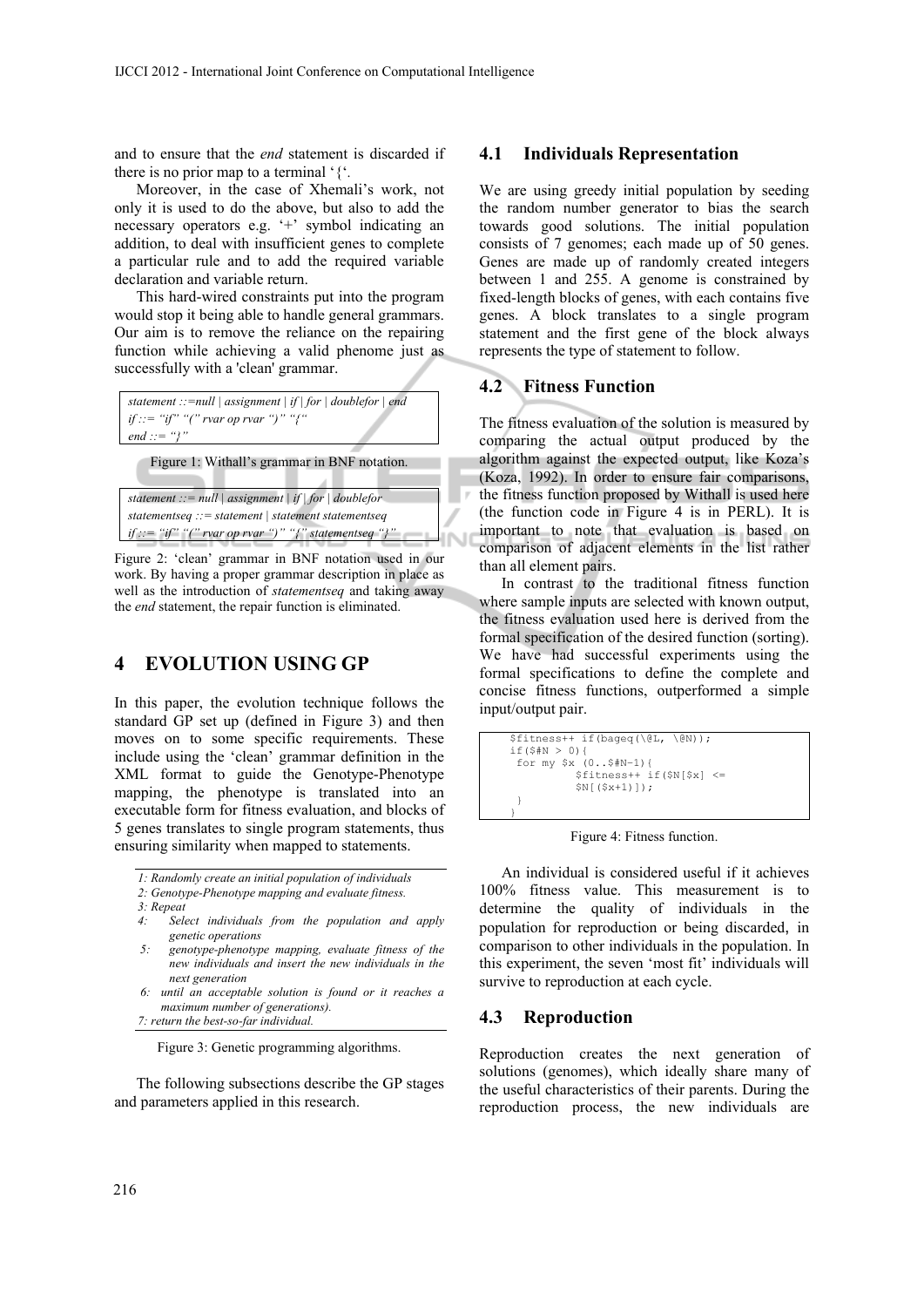and to ensure that the *end* statement is discarded if there is no prior map to a terminal '{'.

Moreover, in the case of Xhemali's work, not only it is used to do the above, but also to add the necessary operators e.g. '+' symbol indicating an addition, to deal with insufficient genes to complete a particular rule and to add the required variable declaration and variable return.

This hard-wired constraints put into the program would stop it being able to handle general grammars. Our aim is to remove the reliance on the repairing function while achieving a valid phenome just as successfully with a 'clean' grammar.

```
statement ::=null | assignment | if | for | doublefor | end
if ::= "if" "(" rvar op rvar ")" "{"
end ::= "}"
```

Figure 1: Withall's grammar in BNF notation.

```
statement ::= null | assignment | if | for | doublefor
statementseq ::= statement | statement statementseq
if ::= "if" "(" rvar op rvar ")" "{" statementseq "}"
```

Figure 2: 'clean' grammar in BNF notation used in our work. By having a proper grammar description in place as well as the introduction of *statementseq* and taking away the *end* statement, the repair function is eliminated.

## 4 EVOLUTION USING GP

In this paper, the evolution technique follows the standard GP set up (defined in Figure 3) and then moves on to some specific requirements. These include using the 'clean' grammar definition in the XML format to guide the Genotype-Phenotype mapping, the phenotype is translated into an executable form for fitness evaluation, and blocks of 5 genes translates to single program statements, thus ensuring similarity when mapped to statements.

*1: Randomly create an initial population of individuals*
*2: Genotype-Phenotype mapping and evaluate fitness.*
*3: Repeat*
*4: Select individuals from the population and apply genetic operations*
*5: genotype-phenotype mapping, evaluate fitness of the new individuals and insert the new individuals in the next generation*
*6: until an acceptable solution is found or it reaches a maximum number of generations).*
*7: return the best-so-far individual.*

Figure 3: Genetic programming algorithms.

The following subsections describe the GP stages and parameters applied in this research.

### 4.1 Individuals Representation

We are using greedy initial population by seeding the random number generator to bias the search towards good solutions. The initial population consists of 7 genomes; each made up of 50 genes. Genes are made up of randomly created integers between 1 and 255. A genome is constrained by fixed-length blocks of genes, with each contains five genes. A block translates to a single program statement and the first gene of the block always represents the type of statement to follow.

### 4.2 Fitness Function

The fitness evaluation of the solution is measured by comparing the actual output produced by the algorithm against the expected output, like Koza's (Koza, 1992). In order to ensure fair comparisons, the fitness function proposed by Withall is used here (the function code in Figure 4 is in PERL). It is important to note that evaluation is based on comparison of adjacent elements in the list rather than all element pairs.

In contrast to the traditional fitness function where sample inputs are selected with known output, the fitness evaluation used here is derived from the formal specification of the desired function (sorting). We have had successful experiments using the formal specifications to define the complete and concise fitness functions, outperformed a simple input/output pair.

```
$fitness++ if(bageq(\@L, \@N));
if($#N > 0){
 for my $x (0..$#N-1){
          $fitness++ if($N[$x] <=
          $N[($x+1)]);
 }
}
```

Figure 4: Fitness function.

An individual is considered useful if it achieves 100% fitness value. This measurement is to determine the quality of individuals in the population for reproduction or being discarded, in comparison to other individuals in the population. In this experiment, the seven 'most fit' individuals will survive to reproduction at each cycle.

### 4.3 Reproduction

Reproduction creates the next generation of solutions (genomes), which ideally share many of the useful characteristics of their parents. During the reproduction process, the new individuals are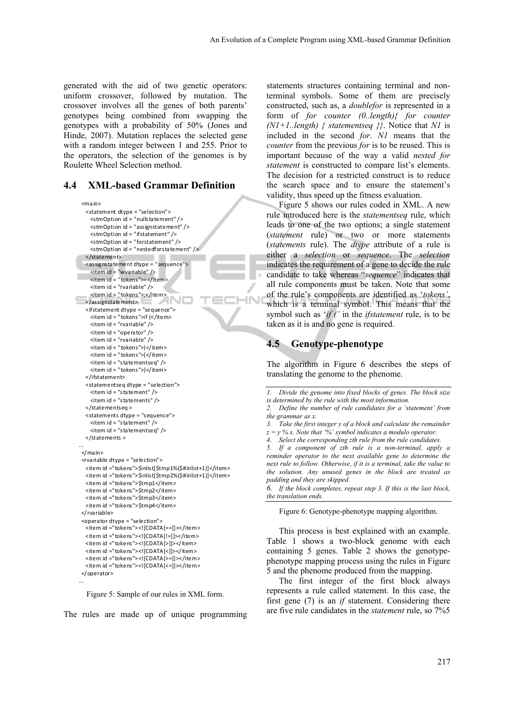generated with the aid of two genetic operators: uniform crossover, followed by mutation. The crossover involves all the genes of both parents' genotypes being combined from swapping the genotypes with a probability of 50% (Jones and Hinde, 2007). Mutation replaces the selected gene with a random integer between 1 and 255. Prior to the operators, the selection of the genomes is by Roulette Wheel Selection method.

## 4.4 XML-based Grammar Definition

```
<main>
  <statement dtype = "selection">
    <stmOption id = "nullstatement" />
    <stmOption id = "assignstatement" />
    <stmOption id = "ifstatement" />
    <stmOption id = "forstatement" />
    <stmOption id = "nestedforstatement" />
  </statement>
  <assignstatement dtype = "sequence">
    <item id = "wvariable" />
    <item id = "tokens">=</item>
    <item id = "rvariable" />
    <item id = "tokens">;</item>
  </assignstatement>
  <ifstatement dtype = "sequence">
    <item id = "tokens">if (</item>
    <item id = "rvariable" />
    <item id = "operator" />
    <item id = "rvariable" />
    <item id = "tokens">)</item>
    <item id = "tokens">{</item>
    <item id = "statementseq" />
    <item id = "tokens">}</item>
  </ifstatement>
  <statementseq dtype = "selection">
    <item id = "statement" />
    <item id = "statements" />
  </statementseq >
  <statements dtype = "sequence">
    <item id = "statement" />
    <item id = "statementseq" />
  </statements >
...
</main>
<rvariable dtype = "selection">
  <item id ="tokens">$inlist[$tmp1%($#inlist+1)]</item>
  <item id ="tokens">$inlist[$tmp2%($#inlist+1)]</item>
  <item id ="tokens">$tmp1</item>
  <item id ="tokens">$tmp2</item>
  <item id ="tokens">$tmp3</item>
  <item id ="tokens">$tmp4</item>
</rvariable>
<operator dtype = "selection">
  <item id ="tokens"><![CDATA[==]]></item>
  <item id ="tokens"><![CDATA[!=]]></item>
  <item id ="tokens"><![CDATA[>]]></item>
  <item id ="tokens"><![CDATA[<]]></item>
  <item id ="tokens"><![CDATA[>=]]></item>
  <item id ="tokens"><![CDATA[<=]]></item>
</operator>
...
```

Figure 5: Sample of our rules in XML form.

The rules are made up of unique programming statements structures containing terminal and non-terminal symbols. Some of them are precisely constructed, such as, a *doublefor* is represented in a form of *for counter (0..length){ for counter (N1+1..length) { statementseq }}*. Notice that *N1* is included in the second *for*. *N1* means that the *counter* from the previous *for* is to be reused. This is important because of the way a valid *nested for statement* is constructed to compare list's elements. The decision for a restricted construct is to reduce the search space and to ensure the statement's validity, thus speed up the fitness evaluation.

Figure 5 shows our rules coded in XML. A new rule introduced here is the *statementseq* rule, which leads to one of the two options; a single statement (*statement* rule) or two or more statements (*statements* rule). The *dtype* attribute of a rule is either a *selection* or *sequence*. The *selection* indicates the requirement of a gene to decide the rule candidate to take whereas "*sequence*" indicates that all rule components must be taken. Note that some of the rule's components are identified as '*tokens'*, which is a terminal symbol. This means that the symbol such as '*if ('* in the *ifstatement* rule, is to be taken as it is and no gene is required.

## 4.5 Genotype-phenotype

The algorithm in Figure 6 describes the steps of translating the genome to the phenome.

*1. Divide the genome into fixed blocks of genes. The block size is determined by the rule with the most information.*
*2. Define the number of rule candidates for a 'statement' from the grammar as x.*
*3. Take the first integer y of a block and calculate the remainder z = y % x. Note that '%' symbol indicates a modulo operator.*
*4. Select the corresponding zth rule from the rule candidates.*
*5. If a component of zth rule is a non-terminal, apply a reminder operator to the next available gene to determine the next rule to follow. Otherwise, if it is a terminal, take the value to the solution. Any unused genes in the block are treated as padding and they are skipped.*
*6. If the block completes, repeat step 3. If this is the last block, the translation ends.*

Figure 6: Genotype-phenotype mapping algorithm.

This process is best explained with an example. Table 1 shows a two-block genome with each containing 5 genes. Table 2 shows the genotype-phenotype mapping process using the rules in Figure 5 and the phenome produced from the mapping.

The first integer of the first block always represents a rule called statement. In this case, the first gene (7) is an *if* statement. Considering there are five rule candidates in the *statement* rule, so 7%5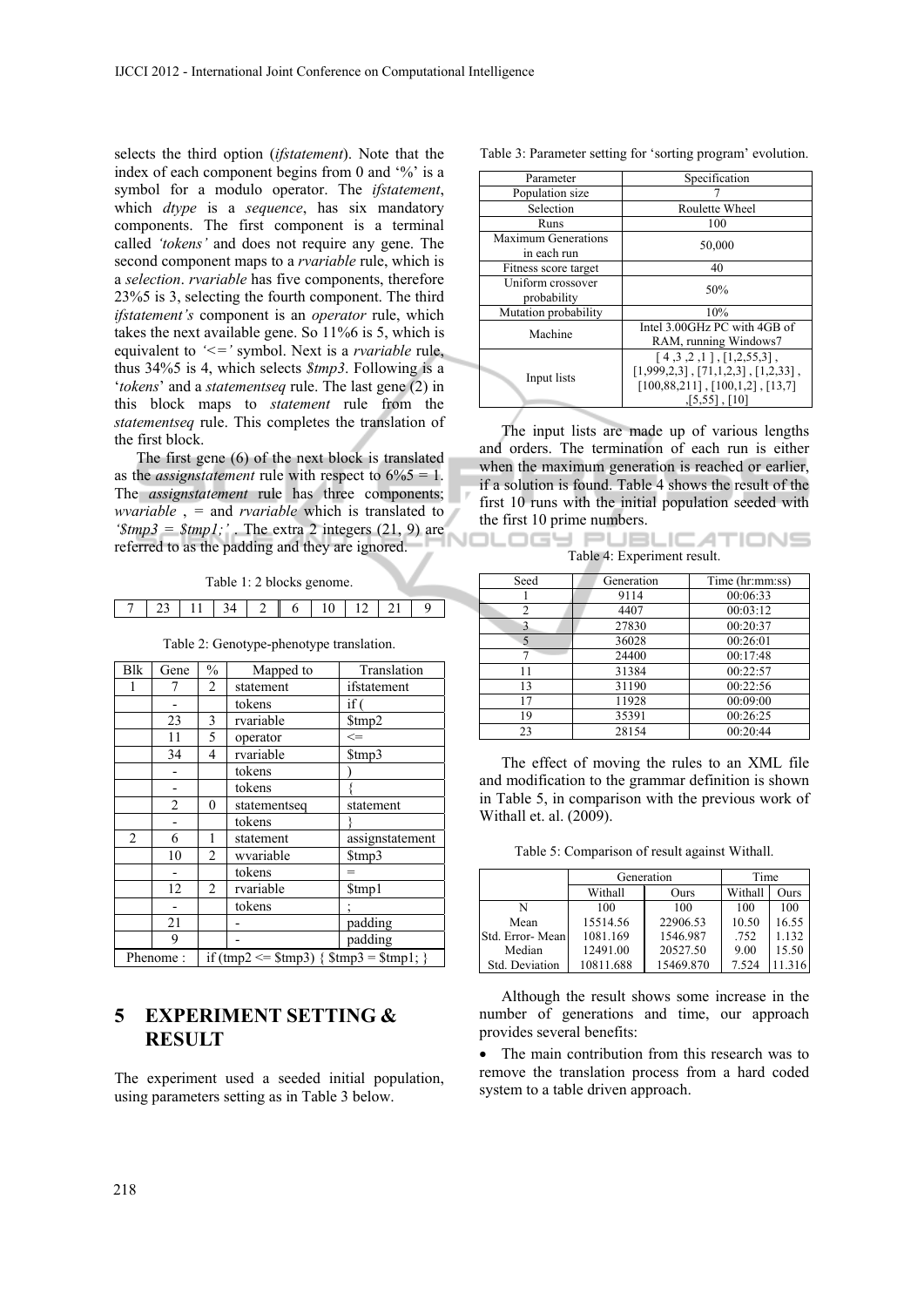selects the third option (*ifstatement*). Note that the index of each component begins from 0 and '%' is a symbol for a modulo operator. The *ifstatement*, which *dtype* is a *sequence*, has six mandatory components. The first component is a terminal called *'tokens'* and does not require any gene. The second component maps to a *rvariable* rule, which is a *selection*. *rvariable* has five components, therefore 23%5 is 3, selecting the fourth component. The third *ifstatement's* component is an *operator* rule, which takes the next available gene. So 11%6 is 5, which is equivalent to *'<='* symbol. Next is a *rvariable* rule, thus 34%5 is 4, which selects *$tmp3*. Following is a '*tokens*' and a *statementseq* rule. The last gene (2) in this block maps to *statement* rule from the *statementseq* rule. This completes the translation of the first block.

The first gene (6) of the next block is translated as the *assignstatement* rule with respect to 6%5 = 1. The *assignstatement* rule has three components; *wvariable* , = and *rvariable* which is translated to *'$tmp3 = $tmp1;'* . The extra 2 integers (21, 9) are referred to as the padding and they are ignored.

Table 1: 2 blocks genome.

| 7 | 23 | 11 | 34 | 2 | 6 | 10 | 12 | 21 | 9 |
|---|---|---|---|---|---|---|---|---|---|

Table 2: Genotype-phenotype translation.

| Blk | Gene | % | Mapped to | Translation |
|---|---|---|---|---|
| 1 | 7 | 2 | statement | ifstatement |
| | - | | tokens | if ( |
| | 23 | 3 | rvariable | $tmp2 |
| | 11 | 5 | operator | <= |
| | 34 | 4 | rvariable | $tmp3 |
| | - | | tokens | ) |
| | - | | tokens | { |
| | 2 | 0 | statementseq | statement |
| | - | | tokens | } |
| 2 | 6 | 1 | statement | assignstatement |
| | 10 | 2 | wvariable | $tmp3 |
| | - | | tokens | = |
| | 12 | 2 | rvariable | $tmp1 |
| | - | | tokens | ; |
| | 21 | | - | padding |
| | 9 | | - | padding |
| Phenome : | if (tmp2 <= $tmp3) { $tmp3 = $tmp1; } | | | |

## 5 EXPERIMENT SETTING & RESULT

The experiment used a seeded initial population, using parameters setting as in Table 3 below.

Table 3: Parameter setting for 'sorting program' evolution.

| Parameter | Specification |
|---|---|
| Population size | 7 |
| Selection | Roulette Wheel |
| Runs | 100 |
| Maximum Generations in each run | 50,000 |
| Fitness score target | 40 |
| Uniform crossover probability | 50% |
| Mutation probability | 10% |
| Machine | Intel 3.00GHz PC with 4GB of RAM, running Windows7 |
| Input lists | [ 4 ,3 ,2 ,1 ] , [1,2,55,3] , [1,999,2,3] , [71,1,2,3] , [1,2,33] , [100,88,211] , [100,1,2] , [13,7] ,[5,55] , [10] |

The input lists are made up of various lengths and orders. The termination of each run is either when the maximum generation is reached or earlier, if a solution is found. Table 4 shows the result of the first 10 runs with the initial population seeded with the first 10 prime numbers.

Table 4: Experiment result.

| Seed | Generation | Time (hr:mm:ss) |
|---|---|---|
| 1 | 9114 | 00:06:33 |
| 2 | 4407 | 00:03:12 |
| 3 | 27830 | 00:20:37 |
| 5 | 36028 | 00:26:01 |
| 7 | 24400 | 00:17:48 |
| 11 | 31384 | 00:22:57 |
| 13 | 31190 | 00:22:56 |
| 17 | 11928 | 00:09:00 |
| 19 | 35391 | 00:26:25 |
| 23 | 28154 | 00:20:44 |

The effect of moving the rules to an XML file and modification to the grammar definition is shown in Table 5, in comparison with the previous work of Withall et. al. (2009).

Table 5: Comparison of result against Withall.

| | Generation | | Time | |
|---|---|---|---|---|
| | Withall | Ours | Withall | Ours |
| N | 100 | 100 | 100 | 100 |
| Mean | 15514.56 | 22906.53 | 10.50 | 16.55 |
| Std. Error- Mean | 1081.169 | 1546.987 | .752 | 1.132 |
| Median | 12491.00 | 20527.50 | 9.00 | 15.50 |
| Std. Deviation | 10811.688 | 15469.870 | 7.524 | 11.316 |

Although the result shows some increase in the number of generations and time, our approach provides several benefits:

- The main contribution from this research was to remove the translation process from a hard coded system to a table driven approach.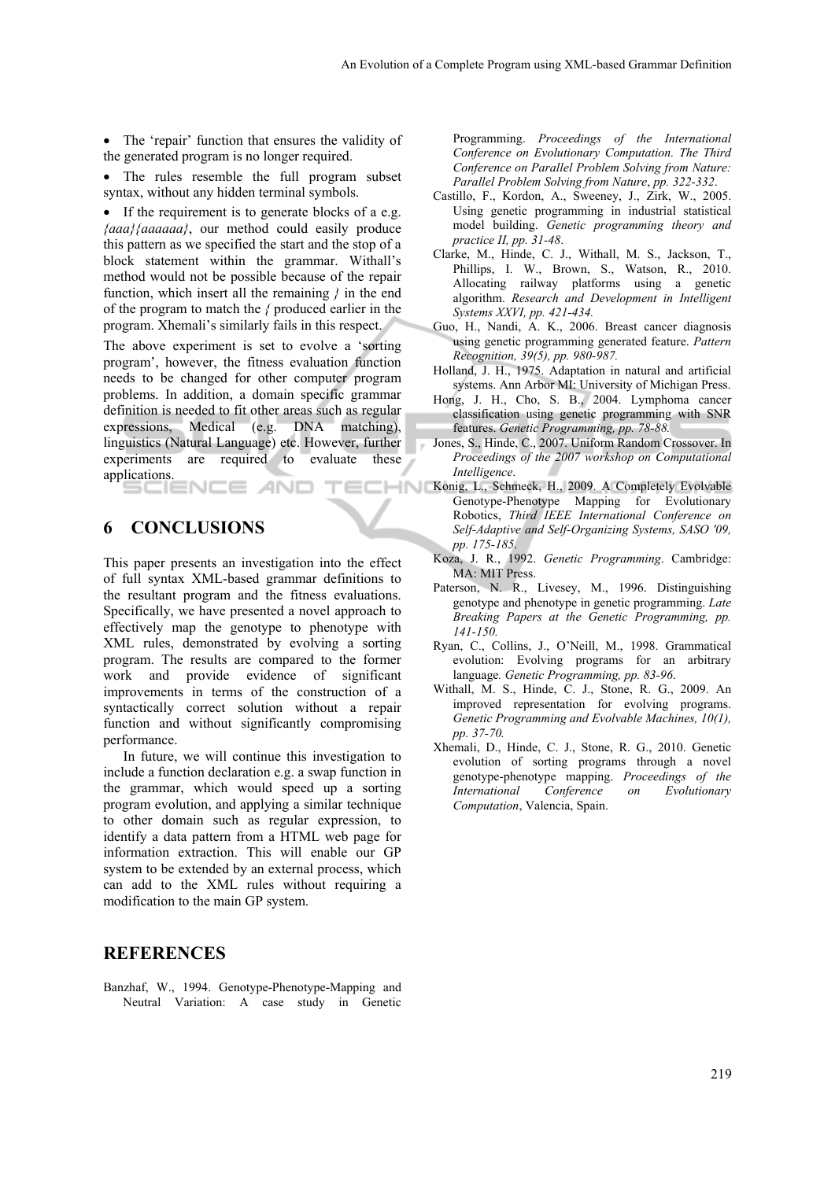- The 'repair' function that ensures the validity of the generated program is no longer required.
- The rules resemble the full program subset syntax, without any hidden terminal symbols.
- If the requirement is to generate blocks of a e.g. *{aaa}{aaaaaa}*, our method could easily produce this pattern as we specified the start and the stop of a block statement within the grammar. Withall's method would not be possible because of the repair function, which insert all the remaining *}* in the end of the program to match the *{* produced earlier in the program. Xhemali's similarly fails in this respect.

The above experiment is set to evolve a 'sorting program', however, the fitness evaluation function needs to be changed for other computer program problems. In addition, a domain specific grammar definition is needed to fit other areas such as regular expressions, Medical (e.g. DNA matching), linguistics (Natural Language) etc. However, further experiments are required to evaluate these applications.

## 6 CONCLUSIONS

This paper presents an investigation into the effect of full syntax XML-based grammar definitions to the resultant program and the fitness evaluations. Specifically, we have presented a novel approach to effectively map the genotype to phenotype with XML rules, demonstrated by evolving a sorting program. The results are compared to the former work and provide evidence of significant improvements in terms of the construction of a syntactically correct solution without a repair function and without significantly compromising performance.

In future, we will continue this investigation to include a function declaration e.g. a swap function in the grammar, which would speed up a sorting program evolution, and applying a similar technique to other domain such as regular expression, to identify a data pattern from a HTML web page for information extraction. This will enable our GP system to be extended by an external process, which can add to the XML rules without requiring a modification to the main GP system.

## REFERENCES

Banzhaf, W., 1994. Genotype-Phenotype-Mapping and Neutral Variation: A case study in Genetic Programming. *Proceedings of the International Conference on Evolutionary Computation. The Third Conference on Parallel Problem Solving from Nature: Parallel Problem Solving from Nature*, *pp. 322-332*.

Castillo, F., Kordon, A., Sweeney, J., Zirk, W., 2005. Using genetic programming in industrial statistical model building. *Genetic programming theory and practice II, pp. 31-48*.

Clarke, M., Hinde, C. J., Withall, M. S., Jackson, T., Phillips, I. W., Brown, S., Watson, R., 2010. Allocating railway platforms using a genetic algorithm. *Research and Development in Intelligent Systems XXVI, pp. 421-434.*

Guo, H., Nandi, A. K., 2006. Breast cancer diagnosis using genetic programming generated feature. *Pattern Recognition, 39(5), pp. 980-987.*

Holland, J. H., 1975. Adaptation in natural and artificial systems. Ann Arbor MI: University of Michigan Press.

Hong, J. H., Cho, S. B., 2004. Lymphoma cancer classification using genetic programming with SNR features. *Genetic Programming, pp. 78-88.*

Jones, S., Hinde, C., 2007. Uniform Random Crossover. In *Proceedings of the 2007 workshop on Computational Intelligence*.

Konig, L., Schmeck, H., 2009. A Completely Evolvable Genotype-Phenotype Mapping for Evolutionary Robotics, *Third IEEE International Conference on Self-Adaptive and Self-Organizing Systems, SASO '09, pp. 175-185*.

Koza, J. R., 1992. *Genetic Programming*. Cambridge: MA: MIT Press.

Paterson, N. R., Livesey, M., 1996. Distinguishing genotype and phenotype in genetic programming. *Late Breaking Papers at the Genetic Programming, pp. 141-150.*

Ryan, C., Collins, J., O'Neill, M., 1998. Grammatical evolution: Evolving programs for an arbitrary language*. Genetic Programming, pp. 83-96*.

Withall, M. S., Hinde, C. J., Stone, R. G., 2009. An improved representation for evolving programs. *Genetic Programming and Evolvable Machines, 10(1), pp. 37-70.*

Xhemali, D., Hinde, C. J., Stone, R. G., 2010. Genetic evolution of sorting programs through a novel genotype-phenotype mapping. *Proceedings of the International Conference on Evolutionary Computation*, Valencia, Spain.